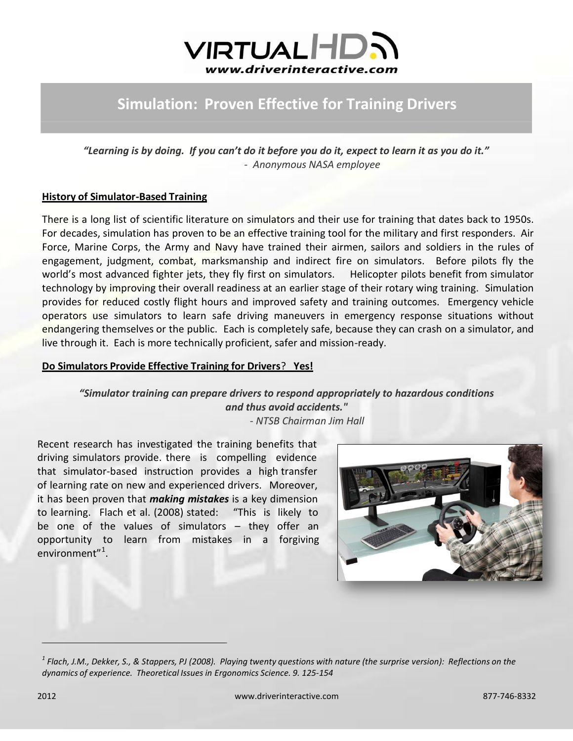VIRTUAL HD
www.driverinteractive.com

# Simulation: Proven Effective for Training Drivers

*"Learning is by doing. If you can't do it before you do it, expect to learn it as you do it."*
*- Anonymous NASA employee*

## History of Simulator-Based Training

There is a long list of scientific literature on simulators and their use for training that dates back to 1950s. For decades, simulation has proven to be an effective training tool for the military and first responders. Air Force, Marine Corps, the Army and Navy have trained their airmen, sailors and soldiers in the rules of engagement, judgment, combat, marksmanship and indirect fire on simulators. Before pilots fly the world's most advanced fighter jets, they fly first on simulators. Helicopter pilots benefit from simulator technology by improving their overall readiness at an earlier stage of their rotary wing training. Simulation provides for reduced costly flight hours and improved safety and training outcomes. Emergency vehicle operators use simulators to learn safe driving maneuvers in emergency response situations without endangering themselves or the public. Each is completely safe, because they can crash on a simulator, and live through it. Each is more technically proficient, safer and mission-ready.

## Do Simulators Provide Effective Training for Drivers? Yes!

*"Simulator training can prepare drivers to respond appropriately to hazardous conditions and thus avoid accidents."*
*- NTSB Chairman Jim Hall*

Recent research has investigated the training benefits that driving simulators provide. there is compelling evidence that simulator-based instruction provides a high transfer of learning rate on new and experienced drivers. Moreover, it has been proven that ***making mistakes*** is a key dimension to learning. Flach et al. (2008) stated: "This is likely to be one of the values of simulators – they offer an opportunity to learn from mistakes in a forgiving environment"[1].

---

[1] *Flach, J.M., Dekker, S., & Stappers, PJ (2008). Playing twenty questions with nature (the surprise version): Reflections on the dynamics of experience. Theoretical Issues in Ergonomics Science. 9. 125-154*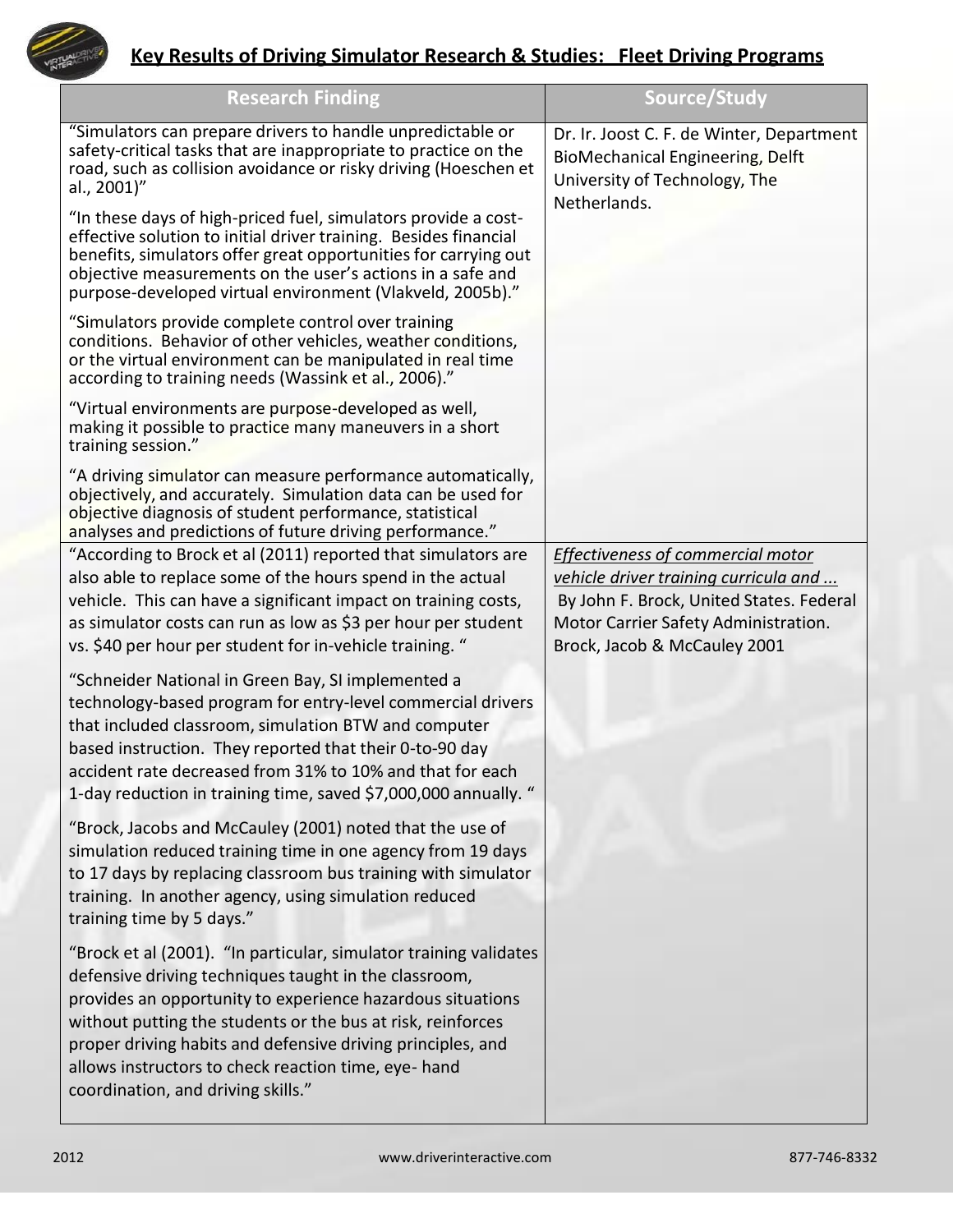## Key Results of Driving Simulator Research & Studies: Fleet Driving Programs

| Research Finding | Source/Study |
| --- | --- |
| "Simulators can prepare drivers to handle unpredictable or safety-critical tasks that are inappropriate to practice on the road, such as collision avoidance or risky driving (Hoeschen et al., 2001)"<br><br>"In these days of high-priced fuel, simulators provide a cost-effective solution to initial driver training. Besides financial benefits, simulators offer great opportunities for carrying out objective measurements on the user's actions in a safe and purpose-developed virtual environment (Vlakveld, 2005b)."<br><br>"Simulators provide complete control over training conditions. Behavior of other vehicles, weather conditions, or the virtual environment can be manipulated in real time according to training needs (Wassink et al., 2006)."<br><br>"Virtual environments are purpose-developed as well, making it possible to practice many maneuvers in a short training session."<br><br>"A driving simulator can measure performance automatically, objectively, and accurately. Simulation data can be used for objective diagnosis of student performance, statistical analyses and predictions of future driving performance." | Dr. Ir. Joost C. F. de Winter, Department BioMechanical Engineering, Delft University of Technology, The Netherlands. |
| "According to Brock et al (2011) reported that simulators are also able to replace some of the hours spend in the actual vehicle. This can have a significant impact on training costs, as simulator costs can run as low as $3 per hour per student vs. $40 per hour per student for in-vehicle training. "<br><br>"Schneider National in Green Bay, SI implemented a technology-based program for entry-level commercial drivers that included classroom, simulation BTW and computer based instruction. They reported that their 0-to-90 day accident rate decreased from 31% to 10% and that for each 1-day reduction in training time, saved $7,000,000 annually. "<br><br>"Brock, Jacobs and McCauley (2001) noted that the use of simulation reduced training time in one agency from 19 days to 17 days by replacing classroom bus training with simulator training. In another agency, using simulation reduced training time by 5 days."<br><br>"Brock et al (2001). "In particular, simulator training validates defensive driving techniques taught in the classroom, provides an opportunity to experience hazardous situations without putting the students or the bus at risk, reinforces proper driving habits and defensive driving principles, and allows instructors to check reaction time, eye- hand coordination, and driving skills." | *Effectiveness of commercial motor vehicle driver training curricula and ...* By John F. Brock, United States. Federal Motor Carrier Safety Administration. Brock, Jacob & McCauley 2001 |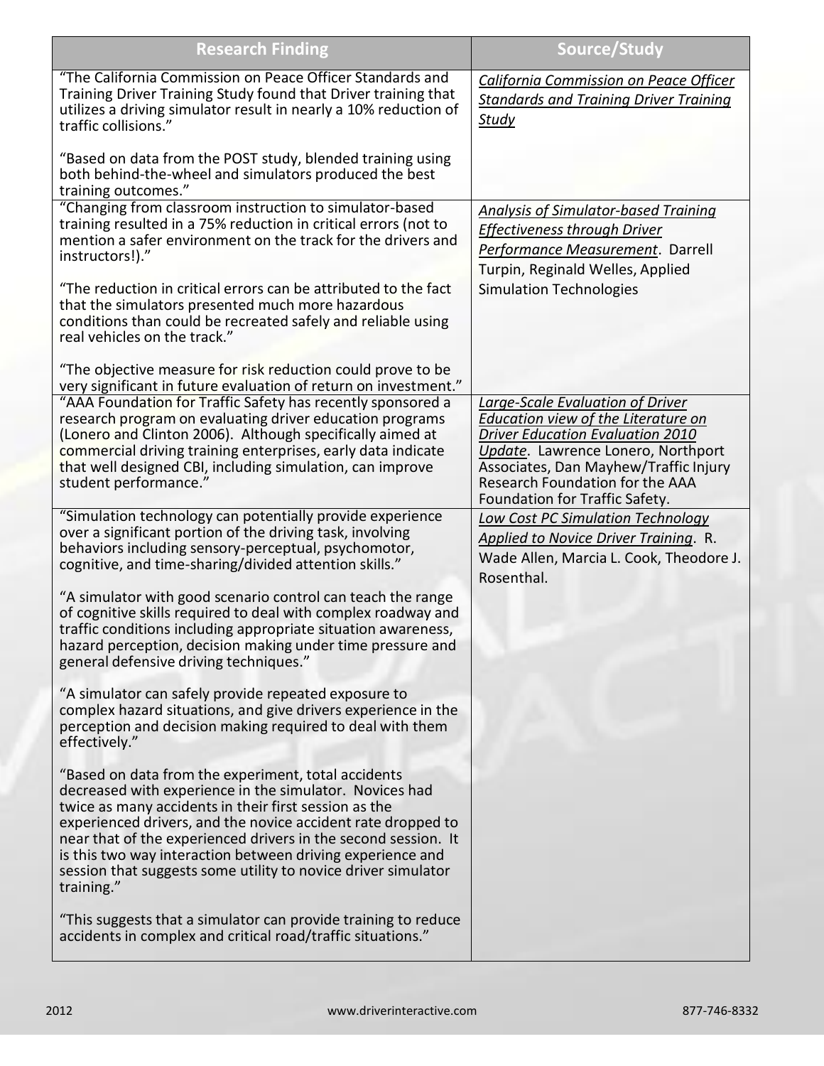| Research Finding | Source/Study |
|---|---|
| "The California Commission on Peace Officer Standards and Training Driver Training Study found that Driver training that utilizes a driving simulator result in nearly a 10% reduction of traffic collisions."<br><br>"Based on data from the POST study, blended training using both behind-the-wheel and simulators produced the best training outcomes." | *California Commission on Peace Officer Standards and Training Driver Training Study* |
| "Changing from classroom instruction to simulator-based training resulted in a 75% reduction in critical errors (not to mention a safer environment on the track for the drivers and instructors!)."<br><br>"The reduction in critical errors can be attributed to the fact that the simulators presented much more hazardous conditions than could be recreated safely and reliable using real vehicles on the track."<br><br>"The objective measure for risk reduction could prove to be very significant in future evaluation of return on investment." | *Analysis of Simulator-based Training Effectiveness through Driver Performance Measurement*. Darrell Turpin, Reginald Welles, Applied Simulation Technologies |
| "AAA Foundation for Traffic Safety has recently sponsored a research program on evaluating driver education programs (Lonero and Clinton 2006). Although specifically aimed at commercial driving training enterprises, early data indicate that well designed CBI, including simulation, can improve student performance." | *Large-Scale Evaluation of Driver Education view of the Literature on Driver Education Evaluation 2010 Update*. Lawrence Lonero, Northport Associates, Dan Mayhew/Traffic Injury Research Foundation for the AAA Foundation for Traffic Safety. |
| "Simulation technology can potentially provide experience over a significant portion of the driving task, involving behaviors including sensory-perceptual, psychomotor, cognitive, and time-sharing/divided attention skills."<br><br>"A simulator with good scenario control can teach the range of cognitive skills required to deal with complex roadway and traffic conditions including appropriate situation awareness, hazard perception, decision making under time pressure and general defensive driving techniques."<br><br>"A simulator can safely provide repeated exposure to complex hazard situations, and give drivers experience in the perception and decision making required to deal with them effectively."<br><br>"Based on data from the experiment, total accidents decreased with experience in the simulator. Novices had twice as many accidents in their first session as the experienced drivers, and the novice accident rate dropped to near that of the experienced drivers in the second session. It is this two way interaction between driving experience and session that suggests some utility to novice driver simulator training."<br><br>"This suggests that a simulator can provide training to reduce accidents in complex and critical road/traffic situations." | *Low Cost PC Simulation Technology Applied to Novice Driver Training*. R. Wade Allen, Marcia L. Cook, Theodore J. Rosenthal. |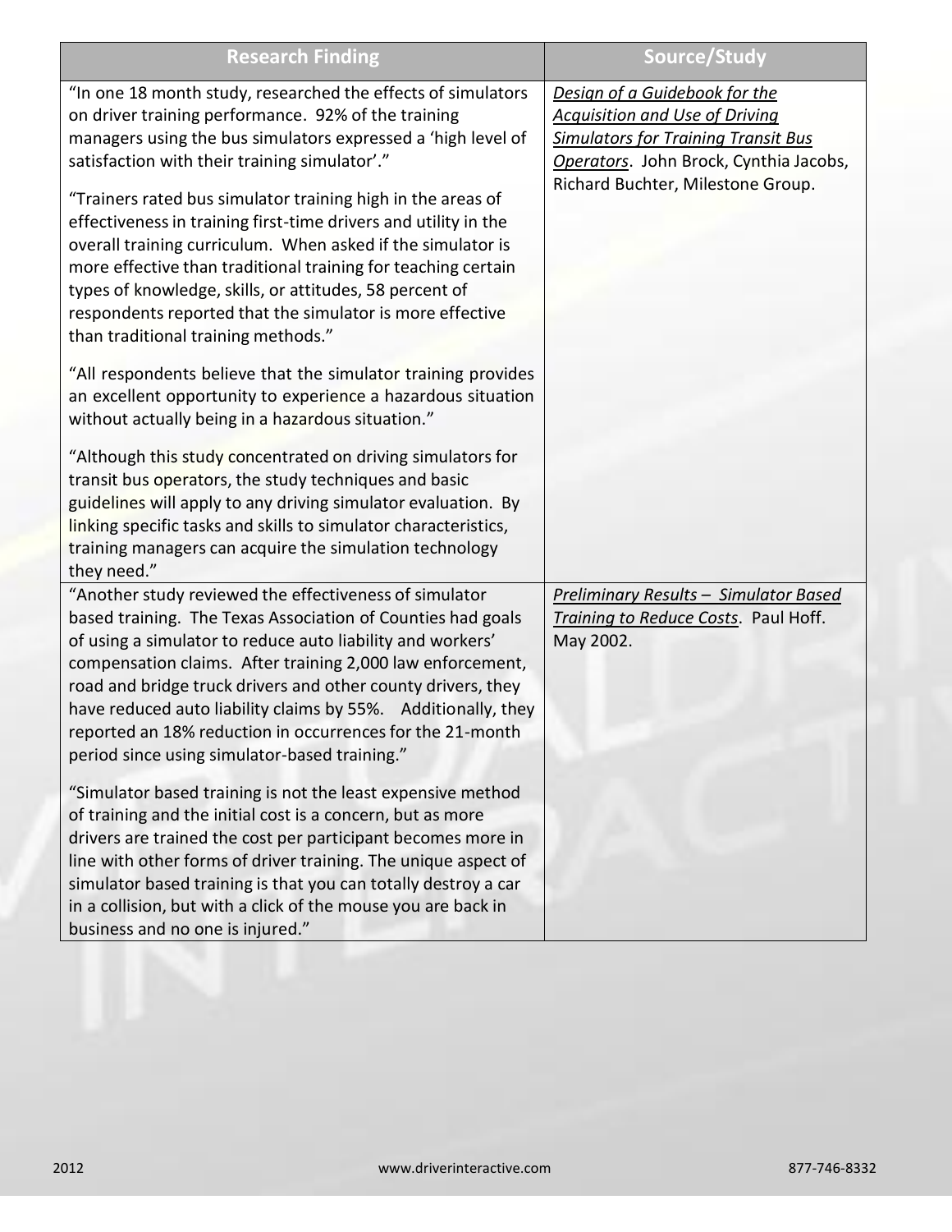| Research Finding | Source/Study |
|---|---|
| "In one 18 month study, researched the effects of simulators on driver training performance. 92% of the training managers using the bus simulators expressed a 'high level of satisfaction with their training simulator'."<br><br>"Trainers rated bus simulator training high in the areas of effectiveness in training first-time drivers and utility in the overall training curriculum. When asked if the simulator is more effective than traditional training for teaching certain types of knowledge, skills, or attitudes, 58 percent of respondents reported that the simulator is more effective than traditional training methods."<br><br>"All respondents believe that the simulator training provides an excellent opportunity to experience a hazardous situation without actually being in a hazardous situation."<br><br>"Although this study concentrated on driving simulators for transit bus operators, the study techniques and basic guidelines will apply to any driving simulator evaluation. By linking specific tasks and skills to simulator characteristics, training managers can acquire the simulation technology they need." | *Design of a Guidebook for the Acquisition and Use of Driving Simulators for Training Transit Bus Operators*. John Brock, Cynthia Jacobs, Richard Buchter, Milestone Group. |
| "Another study reviewed the effectiveness of simulator based training. The Texas Association of Counties had goals of using a simulator to reduce auto liability and workers' compensation claims. After training 2,000 law enforcement, road and bridge truck drivers and other county drivers, they have reduced auto liability claims by 55%. Additionally, they reported an 18% reduction in occurrences for the 21-month period since using simulator-based training."<br><br>"Simulator based training is not the least expensive method of training and the initial cost is a concern, but as more drivers are trained the cost per participant becomes more in line with other forms of driver training. The unique aspect of simulator based training is that you can totally destroy a car in a collision, but with a click of the mouse you are back in business and no one is injured." | *Preliminary Results – Simulator Based Training to Reduce Costs*. Paul Hoff. May 2002. |